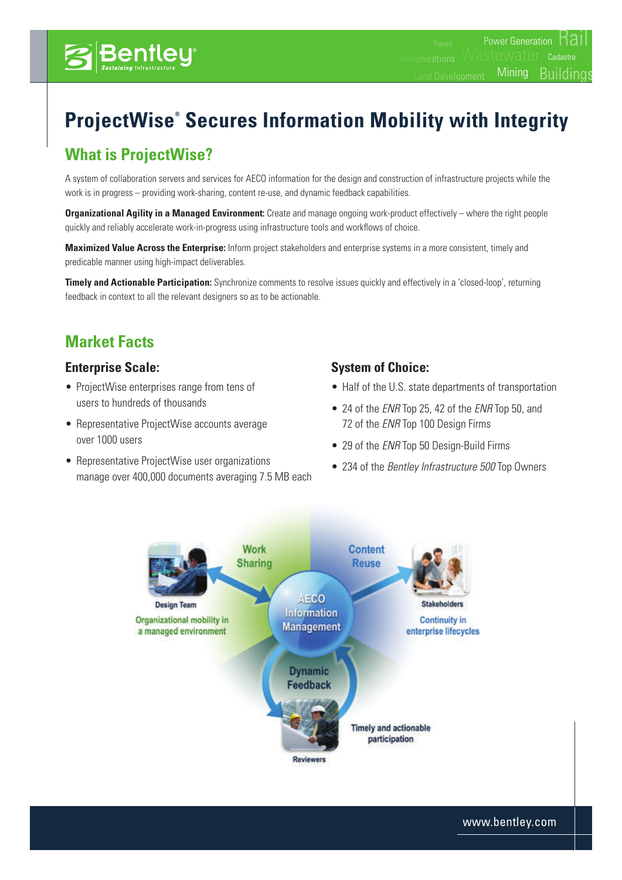# ProjectWise® Secures Information Mobility with Integrity

## What is ProjectWise?

A system of collaboration servers and services for AECO information for the design and construction of infrastructure projects while the work is in progress – providing work-sharing, content re-use, and dynamic feedback capabilities.

**Organizational Agility in a Managed Environment:** Create and manage ongoing work-product effectively – where the right people quickly and reliably accelerate work-in-progress using infrastructure tools and workflows of choice.

**Maximized Value Across the Enterprise:** Inform project stakeholders and enterprise systems in a more consistent, timely and predicable manner using high-impact deliverables.

**Timely and Actionable Participation:** Synchronize comments to resolve issues quickly and effectively in a 'closed-loop', returning feedback in context to all the relevant designers so as to be actionable.

## Market Facts

### Enterprise Scale:

- ProjectWise enterprises range from tens of users to hundreds of thousands
- Representative ProjectWise accounts average over 1000 users
- Representative ProjectWise user organizations manage over 400,000 documents averaging 7.5 MB each

### System of Choice:

- Half of the U.S. state departments of transportation
- 24 of the *ENR* Top 25, 42 of the *ENR* Top 50, and 72 of the *ENR* Top 100 Design Firms
- 29 of the *ENR* Top 50 Design-Build Firms
- 234 of the *Bentley Infrastructure 500* Top Owners

Work Sharing — Content Reuse — AECO Information Management — Dynamic Feedback

Design Team: Organizational mobility in a managed environment

Stakeholders: Continuity in enterprise lifecycles

Reviewers: Timely and actionable participation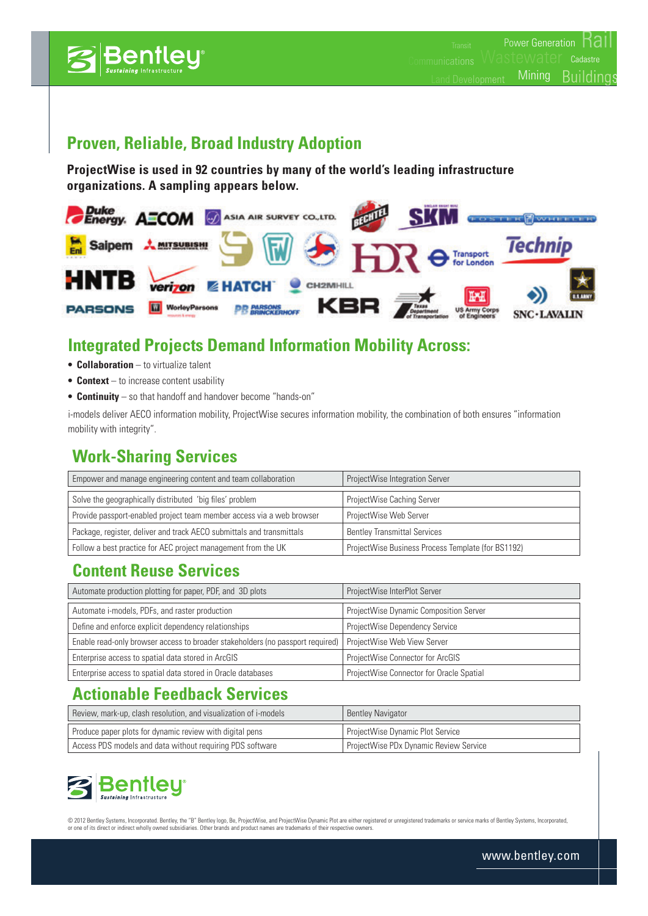## Proven, Reliable, Broad Industry Adoption

**ProjectWise is used in 92 countries by many of the world's leading infrastructure organizations. A sampling appears below.**

## Integrated Projects Demand Information Mobility Across:

- **Collaboration** – to virtualize talent
- **Context** – to increase content usability
- **Continuity** – so that handoff and handover become "hands-on"

i-models deliver AECO information mobility, ProjectWise secures information mobility, the combination of both ensures "information mobility with integrity".

## Work-Sharing Services

| | |
|---|---|
| Empower and manage engineering content and team collaboration | ProjectWise Integration Server |
| Solve the geographically distributed 'big files' problem | ProjectWise Caching Server |
| Provide passport-enabled project team member access via a web browser | ProjectWise Web Server |
| Package, register, deliver and track AECO submittals and transmittals | Bentley Transmittal Services |
| Follow a best practice for AEC project management from the UK | ProjectWise Business Process Template (for BS1192) |

## Content Reuse Services

| | |
|---|---|
| Automate production plotting for paper, PDF, and 3D plots | ProjectWise InterPlot Server |
| Automate i-models, PDFs, and raster production | ProjectWise Dynamic Composition Server |
| Define and enforce explicit dependency relationships | ProjectWise Dependency Service |
| Enable read-only browser access to broader stakeholders (no passport required) | ProjectWise Web View Server |
| Enterprise access to spatial data stored in ArcGIS | ProjectWise Connector for ArcGIS |
| Enterprise access to spatial data stored in Oracle databases | ProjectWise Connector for Oracle Spatial |

## Actionable Feedback Services

| | |
|---|---|
| Review, mark-up, clash resolution, and visualization of i-models | Bentley Navigator |
| Produce paper plots for dynamic review with digital pens | ProjectWise Dynamic Plot Service |
| Access PDS models and data without requiring PDS software | ProjectWise PDx Dynamic Review Service |

© 2012 Bentley Systems, Incorporated. Bentley, the "B" Bentley logo, Be, ProjectWise, and ProjectWise Dynamic Plot are either registered or unregistered trademarks or service marks of Bentley Systems, Incorporated, or one of its direct or indirect wholly owned subsidiaries. Other brands and product names are trademarks of their respective owners.

www.bentley.com